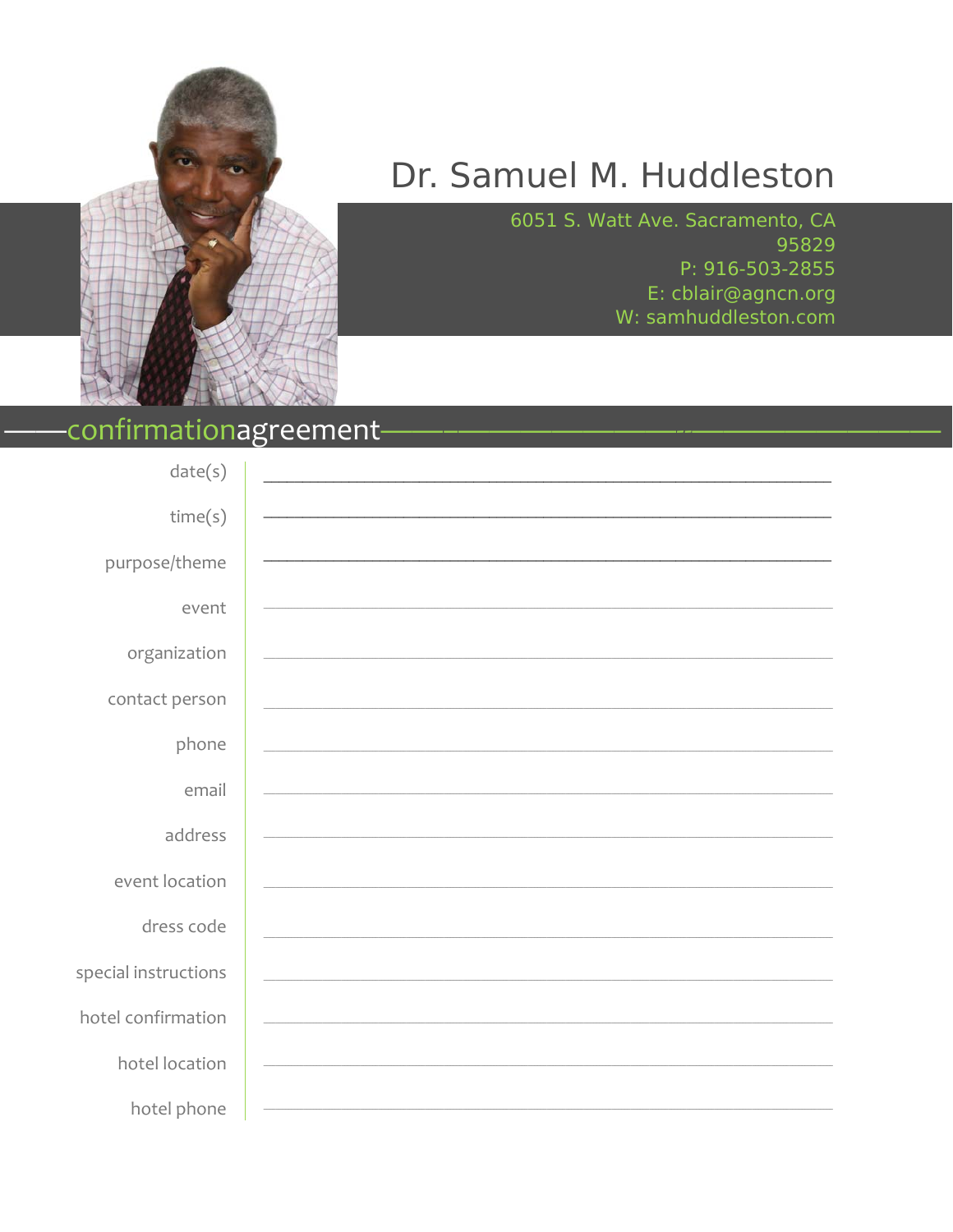# Dr. Samuel M. Huddleston

6051 S. Watt Ave. Sacramento, CA 95829
P: 916-503-2855
E: cblair@agncn.org
W: samhuddleston.com

## confirmationagreement

date(s) ________________________________________

time(s) ________________________________________

purpose/theme ________________________________________

event ________________________________________

organization ________________________________________

contact person ________________________________________

phone ________________________________________

email ________________________________________

address ________________________________________

event location ________________________________________

dress code ________________________________________

special instructions ________________________________________

hotel confirmation ________________________________________

hotel location ________________________________________

hotel phone ________________________________________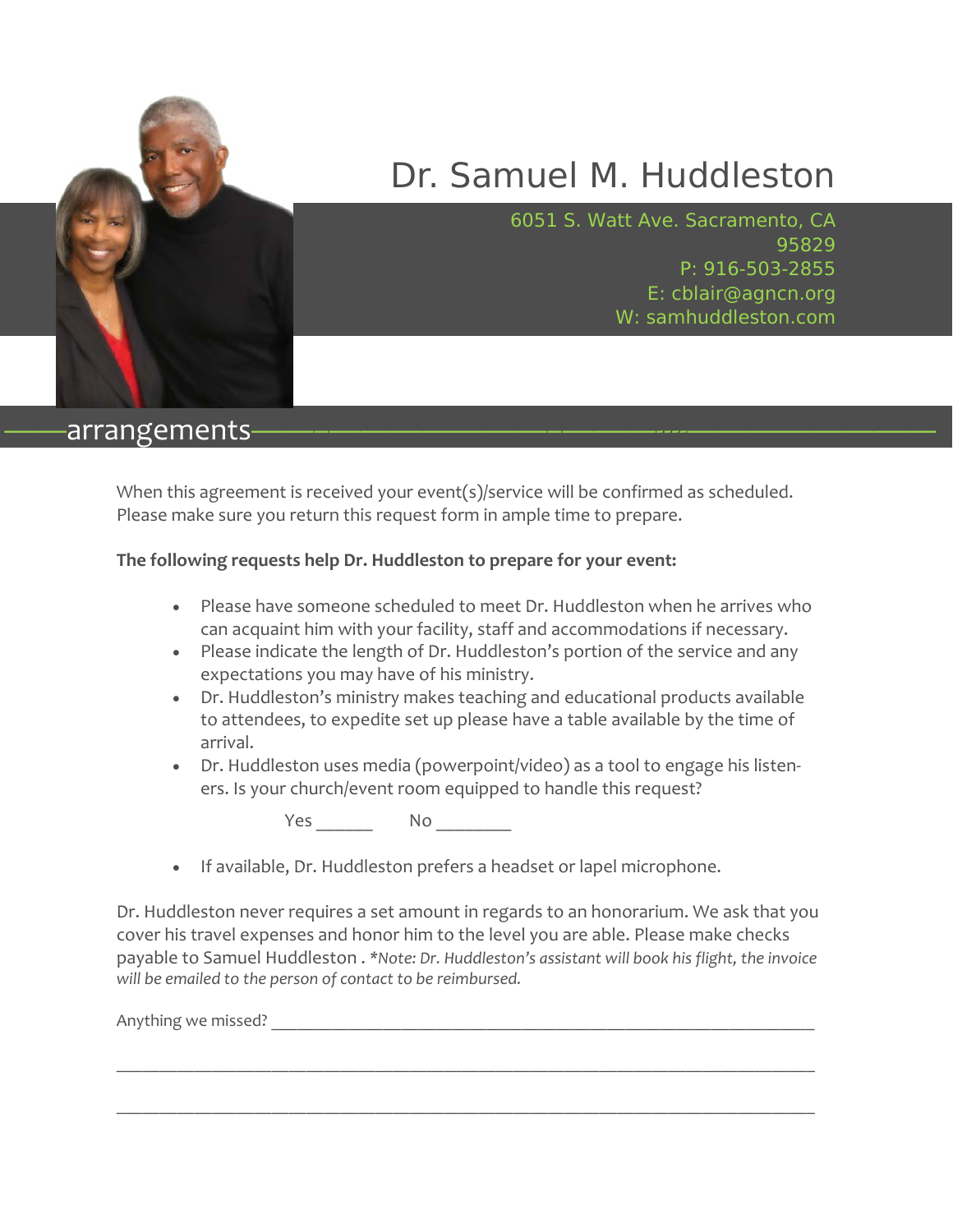# Dr. Samuel M. Huddleston

6051 S. Watt Ave. Sacramento, CA 95829
P: 916-503-2855
E: cblair@agncn.org
W: samhuddleston.com

## arrangements

When this agreement is received your event(s)/service will be confirmed as scheduled. Please make sure you return this request form in ample time to prepare.

**The following requests help Dr. Huddleston to prepare for your event:**

- Please have someone scheduled to meet Dr. Huddleston when he arrives who can acquaint him with your facility, staff and accommodations if necessary.
- Please indicate the length of Dr. Huddleston's portion of the service and any expectations you may have of his ministry.
- Dr. Huddleston's ministry makes teaching and educational products available to attendees, to expedite set up please have a table available by the time of arrival.
- Dr. Huddleston uses media (powerpoint/video) as a tool to engage his listeners. Is your church/event room equipped to handle this request?

  Yes ______ No ________

- If available, Dr. Huddleston prefers a headset or lapel microphone.

Dr. Huddleston never requires a set amount in regards to an honorarium. We ask that you cover his travel expenses and honor him to the level you are able. Please make checks payable to Samuel Huddleston . *\*Note: Dr. Huddleston's assistant will book his flight, the invoice will be emailed to the person of contact to be reimbursed.*

Anything we missed? ____________________________________________________________

______________________________________________________________________________

______________________________________________________________________________